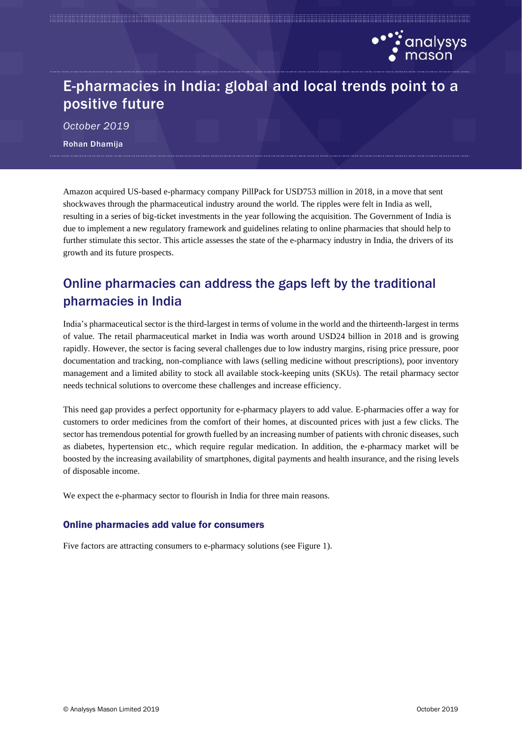# E-pharmacies in India: global and local trends point to a positive future

*October 2019*

**Rohan Dhamija**

Amazon acquired US-based e-pharmacy company PillPack for USD753 million in 2018, in a move that sent shockwaves through the pharmaceutical industry around the world. The ripples were felt in India as well, resulting in a series of big-ticket investments in the year following the acquisition. The Government of India is due to implement a new regulatory framework and guidelines relating to online pharmacies that should help to further stimulate this sector. This article assesses the state of the e-pharmacy industry in India, the drivers of its growth and its future prospects.

## Online pharmacies can address the gaps left by the traditional pharmacies in India

India's pharmaceutical sector is the third-largest in terms of volume in the world and the thirteenth-largest in terms of value. The retail pharmaceutical market in India was worth around USD24 billion in 2018 and is growing rapidly. However, the sector is facing several challenges due to low industry margins, rising price pressure, poor documentation and tracking, non-compliance with laws (selling medicine without prescriptions), poor inventory management and a limited ability to stock all available stock-keeping units (SKUs). The retail pharmacy sector needs technical solutions to overcome these challenges and increase efficiency.

This need gap provides a perfect opportunity for e-pharmacy players to add value. E-pharmacies offer a way for customers to order medicines from the comfort of their homes, at discounted prices with just a few clicks. The sector has tremendous potential for growth fuelled by an increasing number of patients with chronic diseases, such as diabetes, hypertension etc., which require regular medication. In addition, the e-pharmacy market will be boosted by the increasing availability of smartphones, digital payments and health insurance, and the rising levels of disposable income.

We expect the e-pharmacy sector to flourish in India for three main reasons.

### Online pharmacies add value for consumers

Five factors are attracting consumers to e-pharmacy solutions (see Figure 1).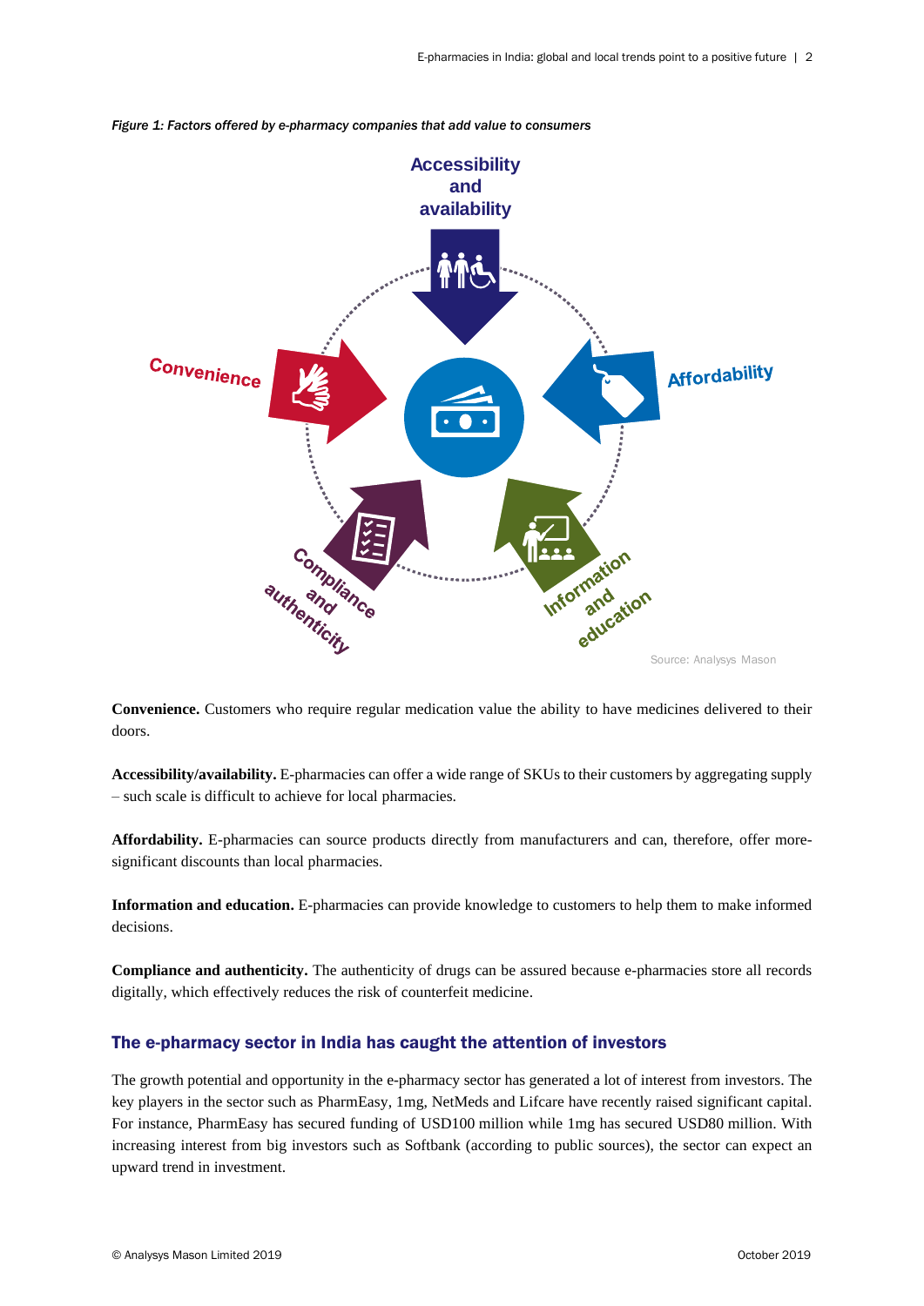*Figure 1: Factors offered by e-pharmacy companies that add value to consumers*

Source: Analysys Mason

**Convenience.** Customers who require regular medication value the ability to have medicines delivered to their doors.

**Accessibility/availability.** E-pharmacies can offer a wide range of SKUs to their customers by aggregating supply – such scale is difficult to achieve for local pharmacies.

**Affordability.** E-pharmacies can source products directly from manufacturers and can, therefore, offer more-significant discounts than local pharmacies.

**Information and education.** E-pharmacies can provide knowledge to customers to help them to make informed decisions.

**Compliance and authenticity.** The authenticity of drugs can be assured because e-pharmacies store all records digitally, which effectively reduces the risk of counterfeit medicine.

## The e-pharmacy sector in India has caught the attention of investors

The growth potential and opportunity in the e-pharmacy sector has generated a lot of interest from investors. The key players in the sector such as PharmEasy, 1mg, NetMeds and Lifcare have recently raised significant capital. For instance, PharmEasy has secured funding of USD100 million while 1mg has secured USD80 million. With increasing interest from big investors such as Softbank (according to public sources), the sector can expect an upward trend in investment.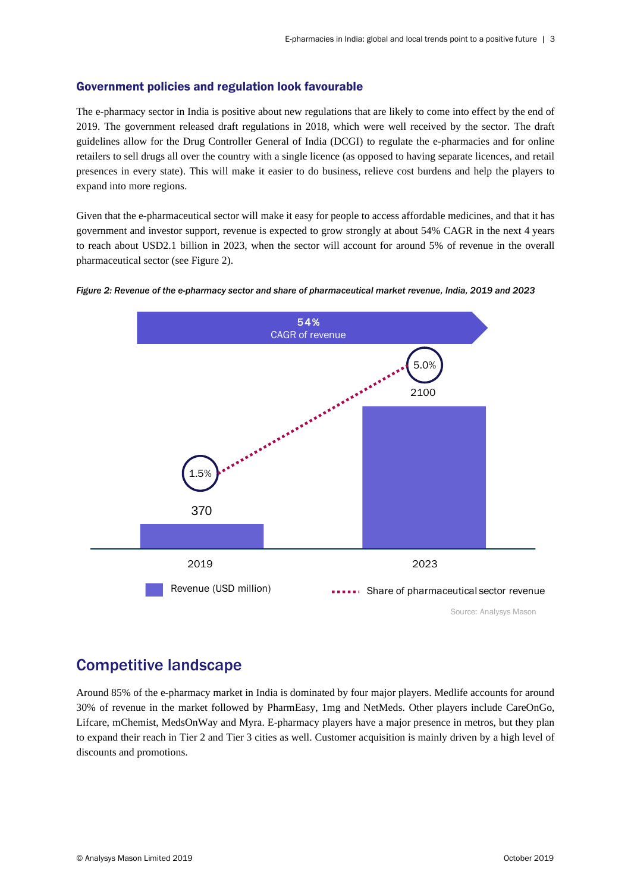### Government policies and regulation look favourable

The e-pharmacy sector in India is positive about new regulations that are likely to come into effect by the end of 2019. The government released draft regulations in 2018, which were well received by the sector. The draft guidelines allow for the Drug Controller General of India (DCGI) to regulate the e-pharmacies and for online retailers to sell drugs all over the country with a single licence (as opposed to having separate licences, and retail presences in every state). This will make it easier to do business, relieve cost burdens and help the players to expand into more regions.

Given that the e-pharmaceutical sector will make it easy for people to access affordable medicines, and that it has government and investor support, revenue is expected to grow strongly at about 54% CAGR in the next 4 years to reach about USD2.1 billion in 2023, when the sector will account for around 5% of revenue in the overall pharmaceutical sector (see Figure 2).

*Figure 2: Revenue of the e-pharmacy sector and share of pharmaceutical market revenue, India, 2019 and 2023*

| | 2019 | 2023 |
|---|---|---|
| Revenue (USD million) | 370 | 2100 |
| Share of pharmaceutical sector revenue | 1.5% | 5.0% |

54% CAGR of revenue

Source: Analysys Mason

## Competitive landscape

Around 85% of the e-pharmacy market in India is dominated by four major players. Medlife accounts for around 30% of revenue in the market followed by PharmEasy, 1mg and NetMeds. Other players include CareOnGo, Lifcare, mChemist, MedsOnWay and Myra. E-pharmacy players have a major presence in metros, but they plan to expand their reach in Tier 2 and Tier 3 cities as well. Customer acquisition is mainly driven by a high level of discounts and promotions.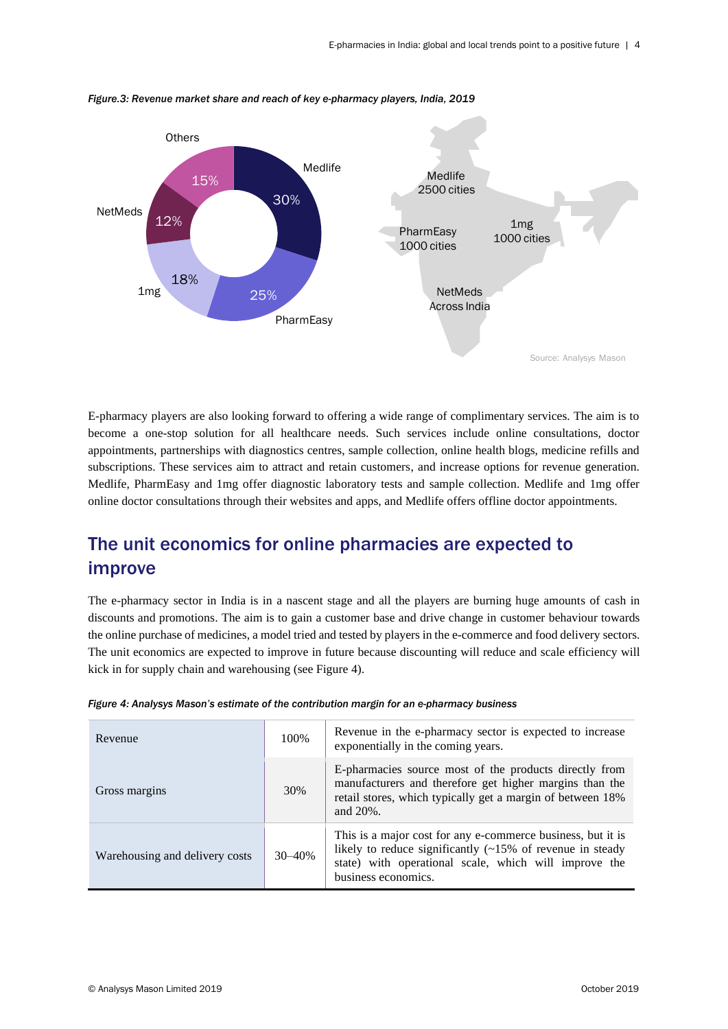*Figure.3: Revenue market share and reach of key e-pharmacy players, India, 2019*

Medlife 30%, PharmEasy 25%, 1mg 18%, NetMeds 12%, Others 15%

Medlife 2500 cities; PharmEasy 1000 cities; 1mg 1000 cities; NetMeds Across India

Source: Analysys Mason

E-pharmacy players are also looking forward to offering a wide range of complimentary services. The aim is to become a one-stop solution for all healthcare needs. Such services include online consultations, doctor appointments, partnerships with diagnostics centres, sample collection, online health blogs, medicine refills and subscriptions. These services aim to attract and retain customers, and increase options for revenue generation. Medlife, PharmEasy and 1mg offer diagnostic laboratory tests and sample collection. Medlife and 1mg offer online doctor consultations through their websites and apps, and Medlife offers offline doctor appointments.

## The unit economics for online pharmacies are expected to improve

The e-pharmacy sector in India is in a nascent stage and all the players are burning huge amounts of cash in discounts and promotions. The aim is to gain a customer base and drive change in customer behaviour towards the online purchase of medicines, a model tried and tested by players in the e-commerce and food delivery sectors. The unit economics are expected to improve in future because discounting will reduce and scale efficiency will kick in for supply chain and warehousing (see Figure 4).

*Figure 4: Analysys Mason's estimate of the contribution margin for an e-pharmacy business*

| | | |
|---|---|---|
| Revenue | 100% | Revenue in the e-pharmacy sector is expected to increase exponentially in the coming years. |
| Gross margins | 30% | E-pharmacies source most of the products directly from manufacturers and therefore get higher margins than the retail stores, which typically get a margin of between 18% and 20%. |
| Warehousing and delivery costs | 30–40% | This is a major cost for any e-commerce business, but it is likely to reduce significantly (~15% of revenue in steady state) with operational scale, which will improve the business economics. |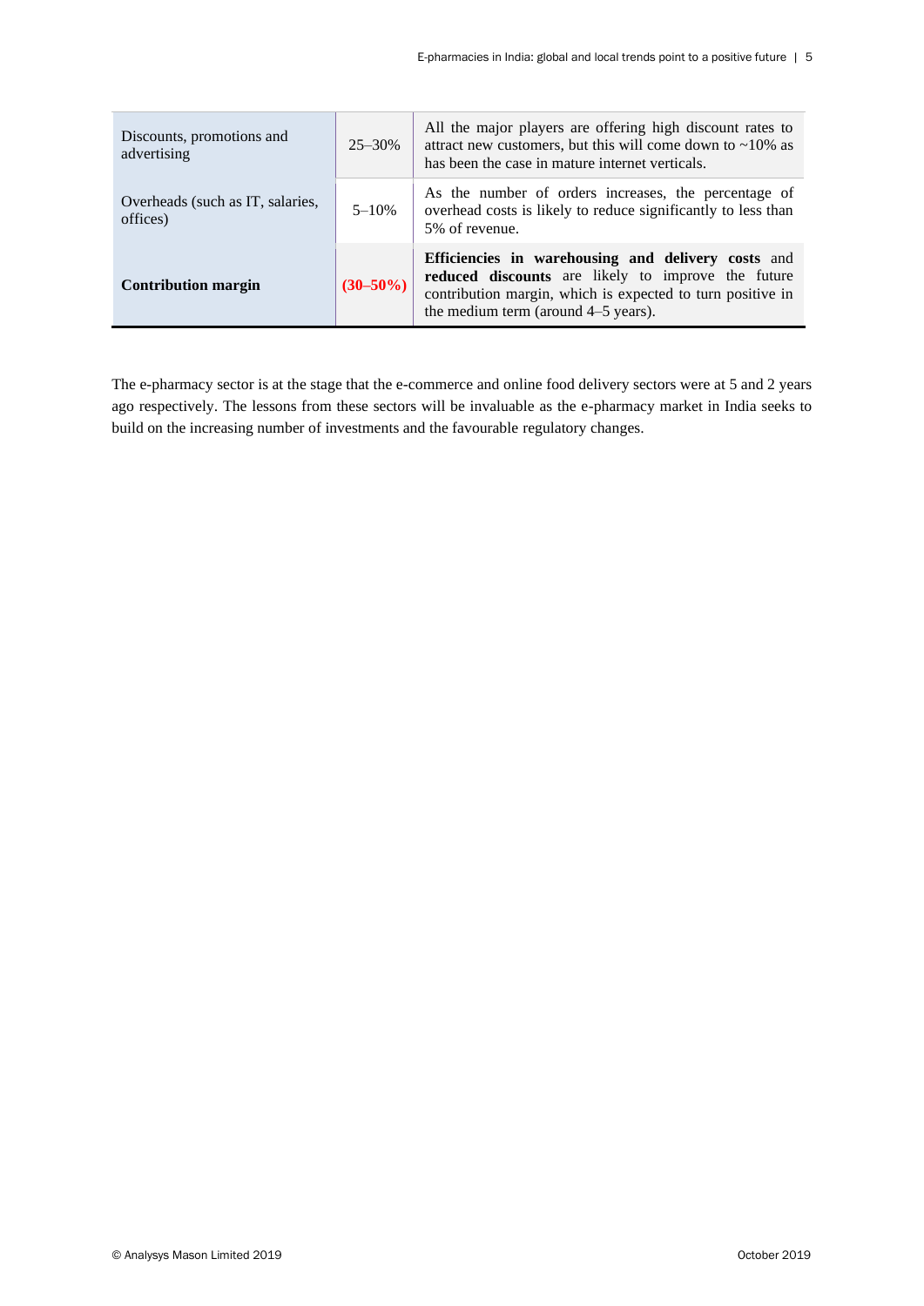| | | |
|---|---|---|
| Discounts, promotions and advertising | 25–30% | All the major players are offering high discount rates to attract new customers, but this will come down to ~10% as has been the case in mature internet verticals. |
| Overheads (such as IT, salaries, offices) | 5–10% | As the number of orders increases, the percentage of overhead costs is likely to reduce significantly to less than 5% of revenue. |
| **Contribution margin** | **(30–50%)** | **Efficiencies in warehousing and delivery costs** and **reduced discounts** are likely to improve the future contribution margin, which is expected to turn positive in the medium term (around 4–5 years). |

The e-pharmacy sector is at the stage that the e-commerce and online food delivery sectors were at 5 and 2 years ago respectively. The lessons from these sectors will be invaluable as the e-pharmacy market in India seeks to build on the increasing number of investments and the favourable regulatory changes.